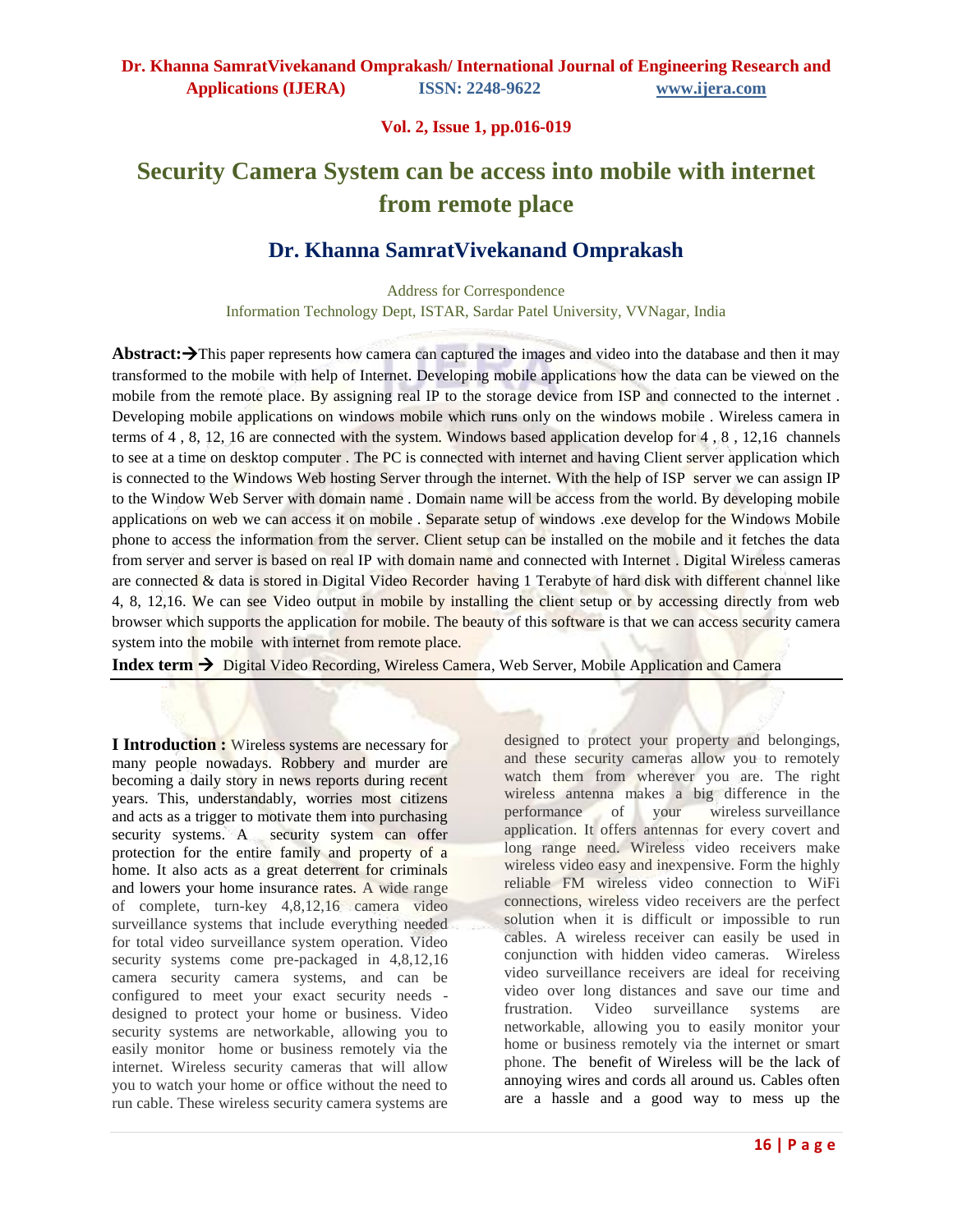# Security Camera System can be access into mobile with internet from remote place

## Dr. Khanna SamratVivekanand Omprakash

Address for Correspondence
Information Technology Dept, ISTAR, Sardar Patel University, VVNagar, India

**Abstract:**→This paper represents how camera can captured the images and video into the database and then it may transformed to the mobile with help of Internet. Developing mobile applications how the data can be viewed on the mobile from the remote place. By assigning real IP to the storage device from ISP and connected to the internet . Developing mobile applications on windows mobile which runs only on the windows mobile . Wireless camera in terms of 4 , 8, 12, 16 are connected with the system. Windows based application develop for 4 , 8 , 12,16 channels to see at a time on desktop computer . The PC is connected with internet and having Client server application which is connected to the Windows Web hosting Server through the internet. With the help of ISP server we can assign IP to the Window Web Server with domain name . Domain name will be access from the world. By developing mobile applications on web we can access it on mobile . Separate setup of windows .exe develop for the Windows Mobile phone to access the information from the server. Client setup can be installed on the mobile and it fetches the data from server and server is based on real IP with domain name and connected with Internet . Digital Wireless cameras are connected & data is stored in Digital Video Recorder having 1 Terabyte of hard disk with different channel like 4, 8, 12,16. We can see Video output in mobile by installing the client setup or by accessing directly from web browser which supports the application for mobile. The beauty of this software is that we can access security camera system into the mobile with internet from remote place.

**Index term** → Digital Video Recording, Wireless Camera, Web Server, Mobile Application and Camera

**I Introduction :** Wireless systems are necessary for many people nowadays. Robbery and murder are becoming a daily story in news reports during recent years. This, understandably, worries most citizens and acts as a trigger to motivate them into purchasing security systems. A security system can offer protection for the entire family and property of a home. It also acts as a great deterrent for criminals and lowers your home insurance rates. A wide range of complete, turn-key 4,8,12,16 camera video surveillance systems that include everything needed for total video surveillance system operation. Video security systems come pre-packaged in 4,8,12,16 camera security camera systems, and can be configured to meet your exact security needs - designed to protect your home or business. Video security systems are networkable, allowing you to easily monitor home or business remotely via the internet. Wireless security cameras that will allow you to watch your home or office without the need to run cable. These wireless security camera systems are designed to protect your property and belongings, and these security cameras allow you to remotely watch them from wherever you are. The right wireless antenna makes a big difference in the performance of your wireless surveillance application. It offers antennas for every covert and long range need. Wireless video receivers make wireless video easy and inexpensive. Form the highly reliable FM wireless video connection to WiFi connections, wireless video receivers are the perfect solution when it is difficult or impossible to run cables. A wireless receiver can easily be used in conjunction with hidden video cameras. Wireless video surveillance receivers are ideal for receiving video over long distances and save our time and frustration. Video surveillance systems are networkable, allowing you to easily monitor your home or business remotely via the internet or smart phone. The benefit of Wireless will be the lack of annoying wires and cords all around us. Cables often are a hassle and a good way to mess up the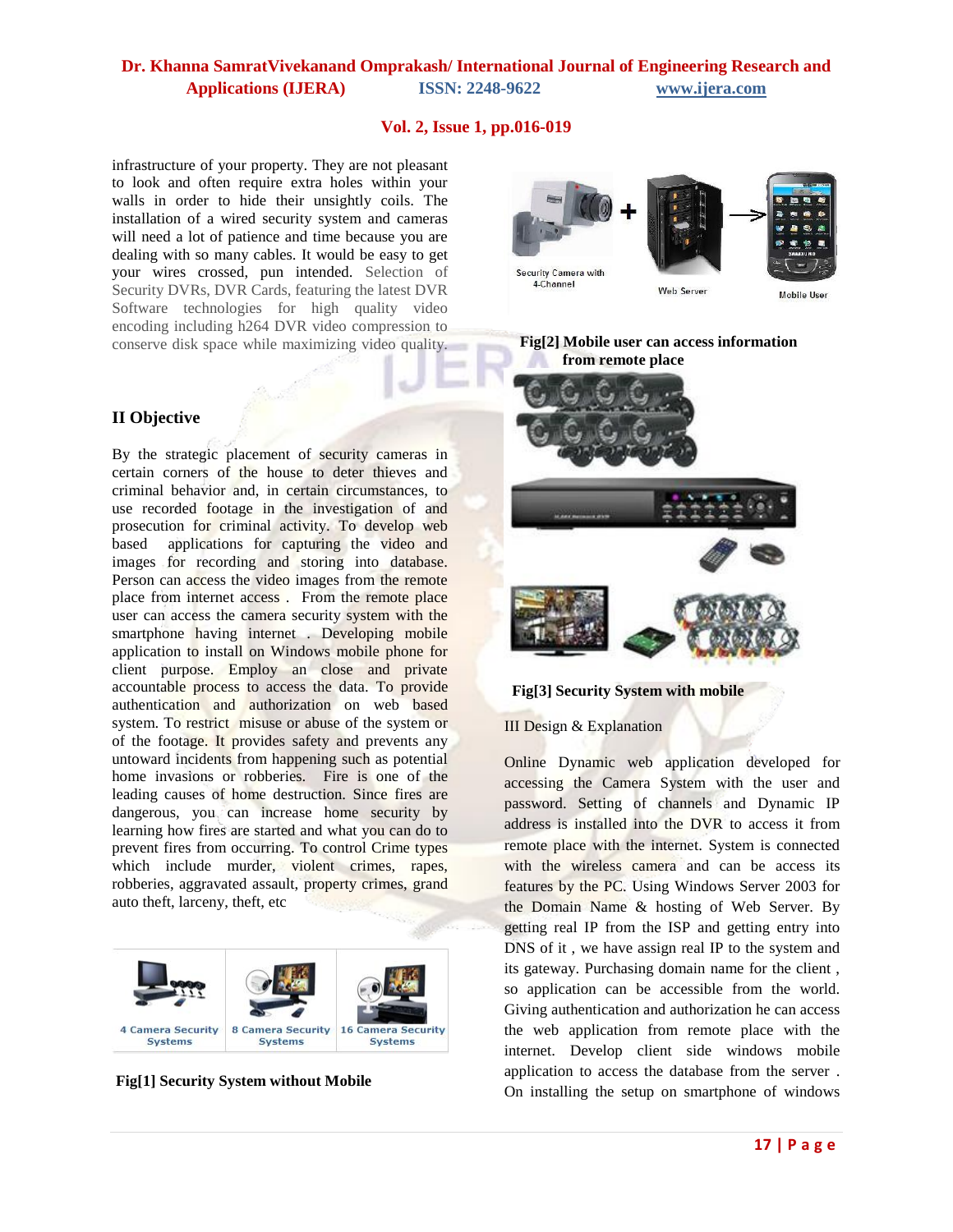infrastructure of your property. They are not pleasant to look and often require extra holes within your walls in order to hide their unsightly coils. The installation of a wired security system and cameras will need a lot of patience and time because you are dealing with so many cables. It would be easy to get your wires crossed, pun intended. Selection of Security DVRs, DVR Cards, featuring the latest DVR Software technologies for high quality video encoding including h264 DVR video compression to conserve disk space while maximizing video quality.

## II Objective

By the strategic placement of security cameras in certain corners of the house to deter thieves and criminal behavior and, in certain circumstances, to use recorded footage in the investigation of and prosecution for criminal activity. To develop web based applications for capturing the video and images for recording and storing into database. Person can access the video images from the remote place from internet access . From the remote place user can access the camera security system with the smartphone having internet . Developing mobile application to install on Windows mobile phone for client purpose. Employ an close and private accountable process to access the data. To provide authentication and authorization on web based system. To restrict misuse or abuse of the system or of the footage. It provides safety and prevents any untoward incidents from happening such as potential home invasions or robberies. Fire is one of the leading causes of home destruction. Since fires are dangerous, you can increase home security by learning how fires are started and what you can do to prevent fires from occurring. To control Crime types which include murder, violent crimes, rapes, robberies, aggravated assault, property crimes, grand auto theft, larceny, theft, etc

**Fig[1] Security System without Mobile**

**Fig[2] Mobile user can access information from remote place**

**Fig[3] Security System with mobile**

III Design & Explanation

Online Dynamic web application developed for accessing the Camera System with the user and password. Setting of channels and Dynamic IP address is installed into the DVR to access it from remote place with the internet. System is connected with the wireless camera and can be access its features by the PC. Using Windows Server 2003 for the Domain Name & hosting of Web Server. By getting real IP from the ISP and getting entry into DNS of it , we have assign real IP to the system and its gateway. Purchasing domain name for the client , so application can be accessible from the world. Giving authentication and authorization he can access the web application from remote place with the internet. Develop client side windows mobile application to access the database from the server . On installing the setup on smartphone of windows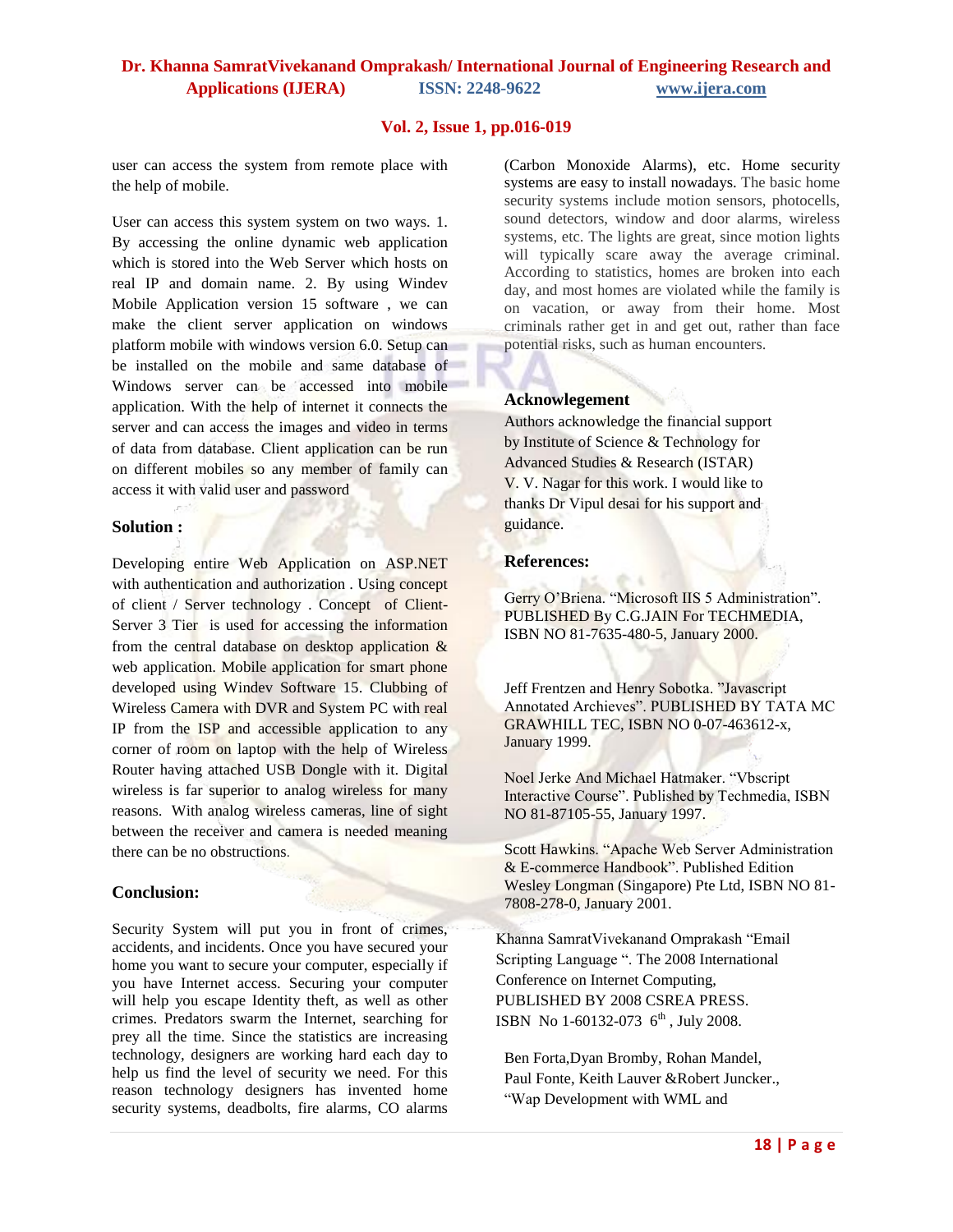user can access the system from remote place with the help of mobile.

User can access this system system on two ways. 1. By accessing the online dynamic web application which is stored into the Web Server which hosts on real IP and domain name. 2. By using Windev Mobile Application version 15 software , we can make the client server application on windows platform mobile with windows version 6.0. Setup can be installed on the mobile and same database of Windows server can be accessed into mobile application. With the help of internet it connects the server and can access the images and video in terms of data from database. Client application can be run on different mobiles so any member of family can access it with valid user and password

## Solution :

Developing entire Web Application on ASP.NET with authentication and authorization . Using concept of client / Server technology . Concept of Client-Server 3 Tier is used for accessing the information from the central database on desktop application & web application. Mobile application for smart phone developed using Windev Software 15. Clubbing of Wireless Camera with DVR and System PC with real IP from the ISP and accessible application to any corner of room on laptop with the help of Wireless Router having attached USB Dongle with it. Digital wireless is far superior to analog wireless for many reasons. With analog wireless cameras, line of sight between the receiver and camera is needed meaning there can be no obstructions.

## Conclusion:

Security System will put you in front of crimes, accidents, and incidents. Once you have secured your home you want to secure your computer, especially if you have Internet access. Securing your computer will help you escape Identity theft, as well as other crimes. Predators swarm the Internet, searching for prey all the time. Since the statistics are increasing technology, designers are working hard each day to help us find the level of security we need. For this reason technology designers has invented home security systems, deadbolts, fire alarms, CO alarms (Carbon Monoxide Alarms), etc. Home security systems are easy to install nowadays. The basic home security systems include motion sensors, photocells, sound detectors, window and door alarms, wireless systems, etc. The lights are great, since motion lights will typically scare away the average criminal. According to statistics, homes are broken into each day, and most homes are violated while the family is on vacation, or away from their home. Most criminals rather get in and get out, rather than face potential risks, such as human encounters.

## Acknowlegement

Authors acknowledge the financial support by Institute of Science & Technology for Advanced Studies & Research (ISTAR) V. V. Nagar for this work. I would like to thanks Dr Vipul desai for his support and guidance.

## References:

Gerry O'Briena. "Microsoft IIS 5 Administration". PUBLISHED By C.G.JAIN For TECHMEDIA, ISBN NO 81-7635-480-5, January 2000.

Jeff Frentzen and Henry Sobotka. "Javascript Annotated Archieves". PUBLISHED BY TATA MC GRAWHILL TEC, ISBN NO 0-07-463612-x, January 1999.

Noel Jerke And Michael Hatmaker. "Vbscript Interactive Course". Published by Techmedia, ISBN NO 81-87105-55, January 1997.

Scott Hawkins. "Apache Web Server Administration & E-commerce Handbook". Published Edition Wesley Longman (Singapore) Pte Ltd, ISBN NO 81-7808-278-0, January 2001.

Khanna SamratVivekanand Omprakash "Email Scripting Language ". The 2008 International Conference on Internet Computing, PUBLISHED BY 2008 CSREA PRESS. ISBN No 1-60132-073 6th , July 2008.

Ben Forta,Dyan Bromby, Rohan Mandel, Paul Fonte, Keith Lauver &Robert Juncker., "Wap Development with WML and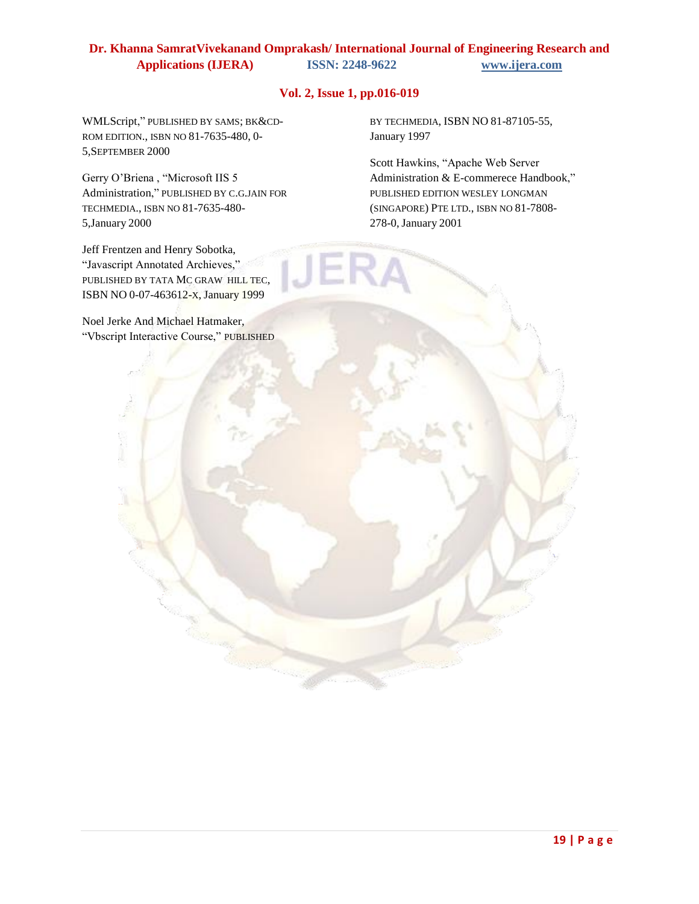WMLScript," PUBLISHED BY SAMS; BK&CD-ROM EDITION., ISBN NO 81-7635-480, 0-5,SEPTEMBER 2000

Gerry O'Briena , "Microsoft IIS 5 Administration," PUBLISHED BY C.G.JAIN FOR TECHMEDIA., ISBN NO 81-7635-480-5,January 2000

Jeff Frentzen and Henry Sobotka, "Javascript Annotated Archieves," PUBLISHED BY TATA MC GRAW HILL TEC, ISBN NO 0-07-463612-x, January 1999

Noel Jerke And Michael Hatmaker, "Vbscript Interactive Course," PUBLISHED BY TECHMEDIA, ISBN NO 81-87105-55, January 1997

Scott Hawkins, "Apache Web Server Administration & E-commerece Handbook," PUBLISHED EDITION WESLEY LONGMAN (SINGAPORE) PTE LTD., ISBN NO 81-7808-278-0, January 2001